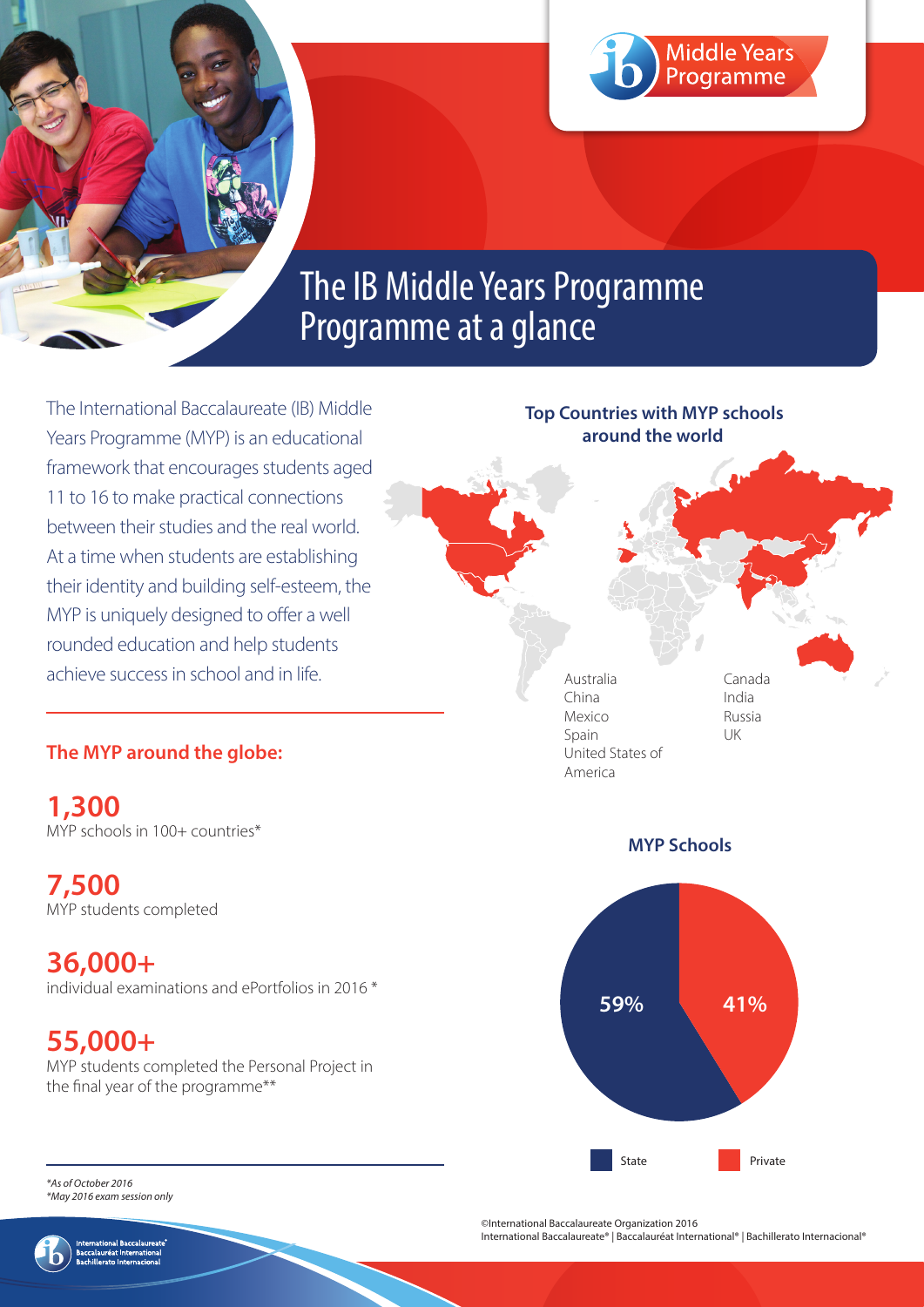Middle Years Programme

# The IB Middle Years Programme
## Programme at a glance

The International Baccalaureate (IB) Middle Years Programme (MYP) is an educational framework that encourages students aged 11 to 16 to make practical connections between their studies and the real world. At a time when students are establishing their identity and building self-esteem, the MYP is uniquely designed to offer a well rounded education and help students achieve success in school and in life.

### The MYP around the globe:

**1,300**
MYP schools in 100+ countries*

**7,500**
MYP students completed

**36,000+**
individual examinations and ePortfolios in 2016 *

**55,000+**
MYP students completed the Personal Project in the final year of the programme**

### Top Countries with MYP schools around the world

- Australia
- China
- Mexico
- Spain
- United States of America
- Canada
- India
- Russia
- UK

### MYP Schools

| State | Private |
|---|---|
| 59% | 41% |

*As of October 2016
*May 2016 exam session only

©International Baccalaureate Organization 2016
International Baccalaureate® | Baccalauréat International® | Bachillerato Internacional®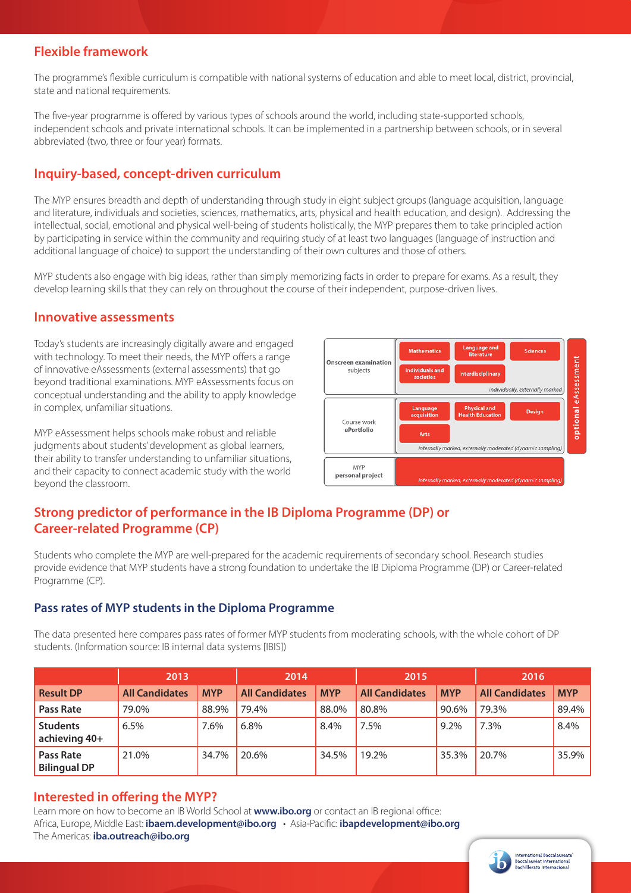## Flexible framework

The programme's flexible curriculum is compatible with national systems of education and able to meet local, district, provincial, state and national requirements.

The five-year programme is offered by various types of schools around the world, including state-supported schools, independent schools and private international schools. It can be implemented in a partnership between schools, or in several abbreviated (two, three or four year) formats.

## Inquiry-based, concept-driven curriculum

The MYP ensures breadth and depth of understanding through study in eight subject groups (language acquisition, language and literature, individuals and societies, sciences, mathematics, arts, physical and health education, and design). Addressing the intellectual, social, emotional and physical well-being of students holistically, the MYP prepares them to take principled action by participating in service within the community and requiring study of at least two languages (language of instruction and additional language of choice) to support the understanding of their own cultures and those of others.

MYP students also engage with big ideas, rather than simply memorizing facts in order to prepare for exams. As a result, they develop learning skills that they can rely on throughout the course of their independent, purpose-driven lives.

## Innovative assessments

Today's students are increasingly digitally aware and engaged with technology. To meet their needs, the MYP offers a range of innovative eAssessments (external assessments) that go beyond traditional examinations. MYP eAssessments focus on conceptual understanding and the ability to apply knowledge in complex, unfamiliar situations.

MYP eAssessment helps schools make robust and reliable judgments about students' development as global learners, their ability to transfer understanding to unfamiliar situations, and their capacity to connect academic study with the world beyond the classroom.

**Onscreen examination** subjects
Mathematics
Language and literature
Sciences
Individuals and societies
Interdisciplinary
*individually, externally marked*

Course work **ePortfolio**
Language acquisition
Physical and Health Education
Design
Arts
*internally marked, externally moderated (dynamic sampling)*

MYP **personal project**
*internally marked, externally moderated (dynamic sampling)*

**optional eAssessment**

## Strong predictor of performance in the IB Diploma Programme (DP) or Career-related Programme (CP)

Students who complete the MYP are well-prepared for the academic requirements of secondary school. Research studies provide evidence that MYP students have a strong foundation to undertake the IB Diploma Programme (DP) or Career-related Programme (CP).

### Pass rates of MYP students in the Diploma Programme

The data presented here compares pass rates of former MYP students from moderating schools, with the whole cohort of DP students. (Information source: IB internal data systems [IBIS])

| | 2013 | | 2014 | | 2015 | | 2016 | |
|---|---|---|---|---|---|---|---|---|
| **Result DP** | **All Candidates** | **MYP** | **All Candidates** | **MYP** | **All Candidates** | **MYP** | **All Candidates** | **MYP** |
| **Pass Rate** | 79.0% | 88.9% | 79.4% | 88.0% | 80.8% | 90.6% | 79.3% | 89.4% |
| **Students achieving 40+** | 6.5% | 7.6% | 6.8% | 8.4% | 7.5% | 9.2% | 7.3% | 8.4% |
| **Pass Rate Bilingual DP** | 21.0% | 34.7% | 20.6% | 34.5% | 19.2% | 35.3% | 20.7% | 35.9% |

## Interested in offering the MYP?

Learn more on how to become an IB World School at **www.ibo.org** or contact an IB regional office:
Africa, Europe, Middle East: **ibaem.development@ibo.org** • Asia-Pacific: **ibapdevelopment@ibo.org**
The Americas: **iba.outreach@ibo.org**

International Baccalaureate
Baccalauréat International
Bachillerato Internacional